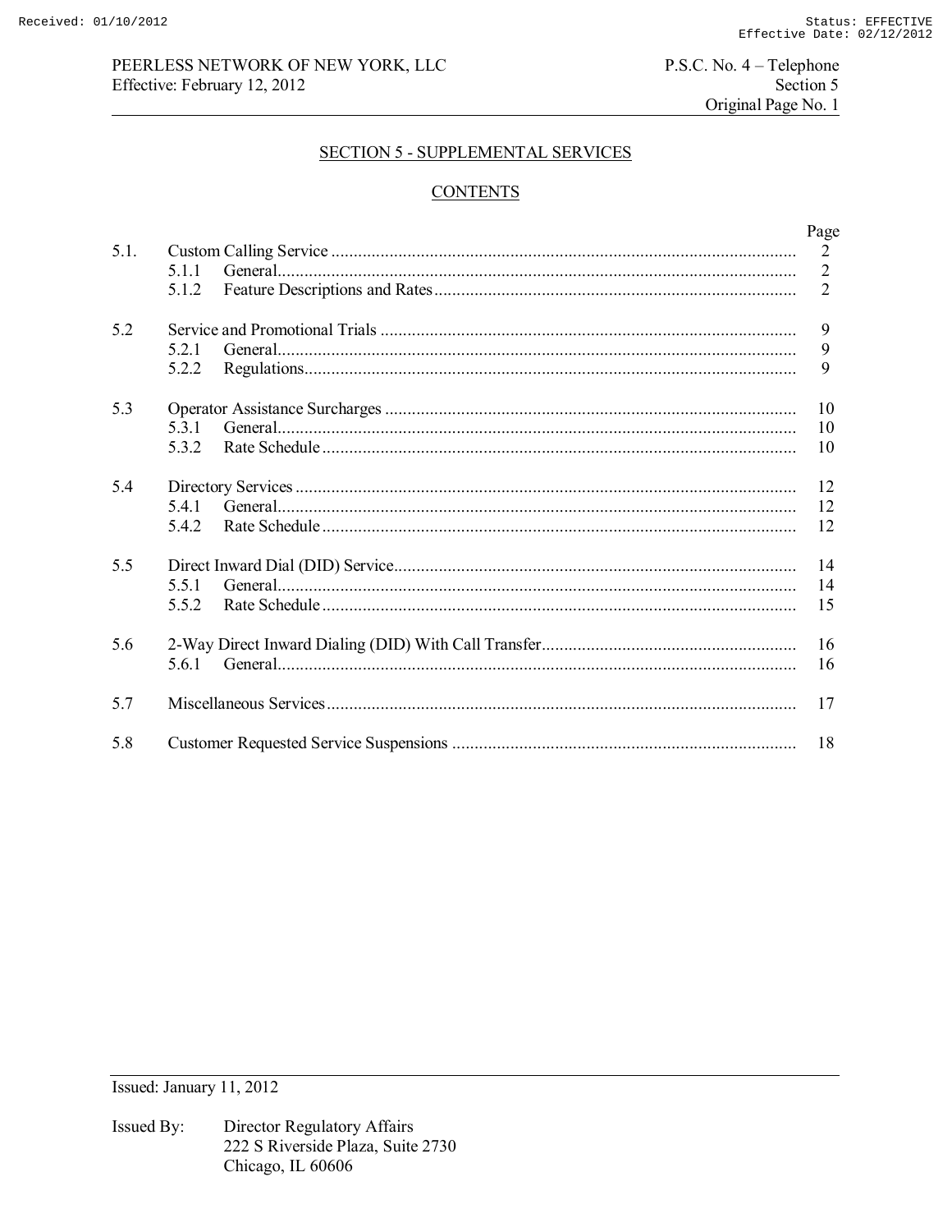# SECTION 5 - SUPPLEMENTAL SERVICES

## CONTENTS

| | | Page |
|---|---|---|
| 5.1. | Custom Calling Service | 2 |
| | 5.1.1 General | 2 |
| | 5.1.2 Feature Descriptions and Rates | 2 |
| 5.2 | Service and Promotional Trials | 9 |
| | 5.2.1 General | 9 |
| | 5.2.2 Regulations | 9 |
| 5.3 | Operator Assistance Surcharges | 10 |
| | 5.3.1 General | 10 |
| | 5.3.2 Rate Schedule | 10 |
| 5.4 | Directory Services | 12 |
| | 5.4.1 General | 12 |
| | 5.4.2 Rate Schedule | 12 |
| 5.5 | Direct Inward Dial (DID) Service | 14 |
| | 5.5.1 General | 14 |
| | 5.5.2 Rate Schedule | 15 |
| 5.6 | 2-Way Direct Inward Dialing (DID) With Call Transfer | 16 |
| | 5.6.1 General | 16 |
| 5.7 | Miscellaneous Services | 17 |
| 5.8 | Customer Requested Service Suspensions | 18 |

Issued: January 11, 2012

Issued By: Director Regulatory Affairs
222 S Riverside Plaza, Suite 2730
Chicago, IL 60606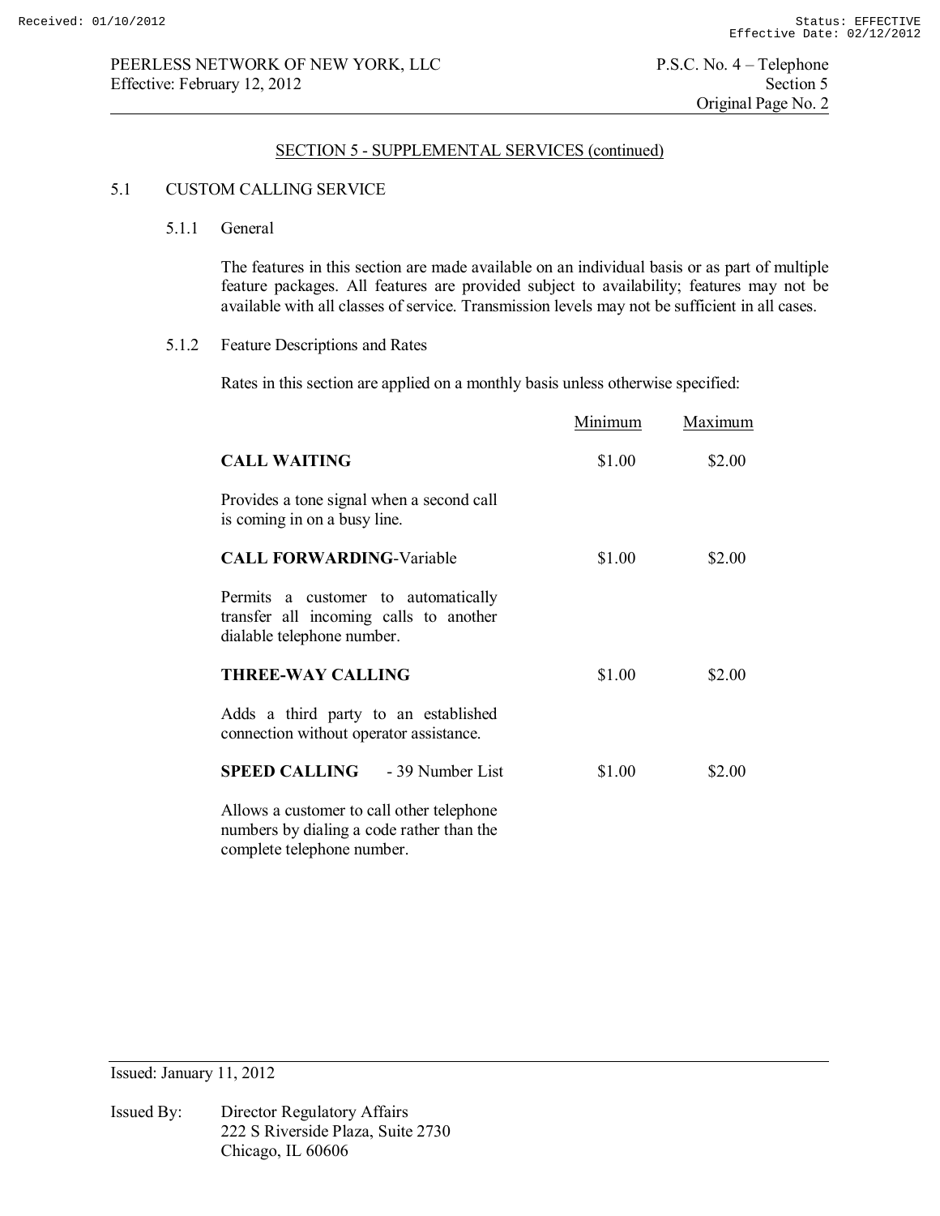## SECTION 5 - SUPPLEMENTAL SERVICES (continued)

### 5.1 CUSTOM CALLING SERVICE

#### 5.1.1 General

The features in this section are made available on an individual basis or as part of multiple feature packages. All features are provided subject to availability; features may not be available with all classes of service. Transmission levels may not be sufficient in all cases.

#### 5.1.2 Feature Descriptions and Rates

Rates in this section are applied on a monthly basis unless otherwise specified:

| | Minimum | Maximum |
|---|---|---|
| **CALL WAITING** | $1.00 | $2.00 |
| Provides a tone signal when a second call is coming in on a busy line. | | |
| **CALL FORWARDING**-Variable | $1.00 | $2.00 |
| Permits a customer to automatically transfer all incoming calls to another dialable telephone number. | | |
| **THREE-WAY CALLING** | $1.00 | $2.00 |
| Adds a third party to an established connection without operator assistance. | | |
| **SPEED CALLING** - 39 Number List | $1.00 | $2.00 |
| Allows a customer to call other telephone numbers by dialing a code rather than the complete telephone number. | | |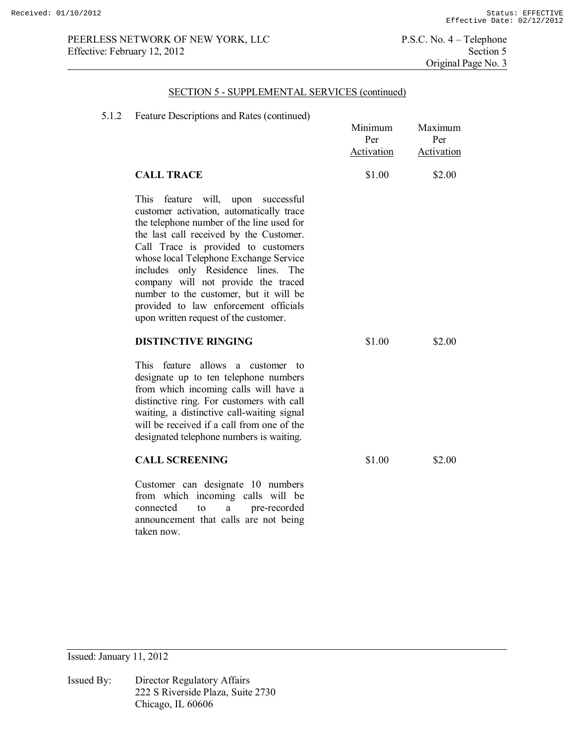## SECTION 5 - SUPPLEMENTAL SERVICES (continued)

5.1.2 Feature Descriptions and Rates (continued)

| | Minimum Per Activation | Maximum Per Activation |
|---|---|---|
| **CALL TRACE** | $1.00 | $2.00 |
| **DISTINCTIVE RINGING** | $1.00 | $2.00 |
| **CALL SCREENING** | $1.00 | $2.00 |

**CALL TRACE**

This feature will, upon successful customer activation, automatically trace the telephone number of the line used for the last call received by the Customer. Call Trace is provided to customers whose local Telephone Exchange Service includes only Residence lines. The company will not provide the traced number to the customer, but it will be provided to law enforcement officials upon written request of the customer.

**DISTINCTIVE RINGING**

This feature allows a customer to designate up to ten telephone numbers from which incoming calls will have a distinctive ring. For customers with call waiting, a distinctive call-waiting signal will be received if a call from one of the designated telephone numbers is waiting.

**CALL SCREENING**

Customer can designate 10 numbers from which incoming calls will be connected to a pre-recorded announcement that calls are not being taken now.

Issued: January 11, 2012

Issued By: Director Regulatory Affairs
222 S Riverside Plaza, Suite 2730
Chicago, IL 60606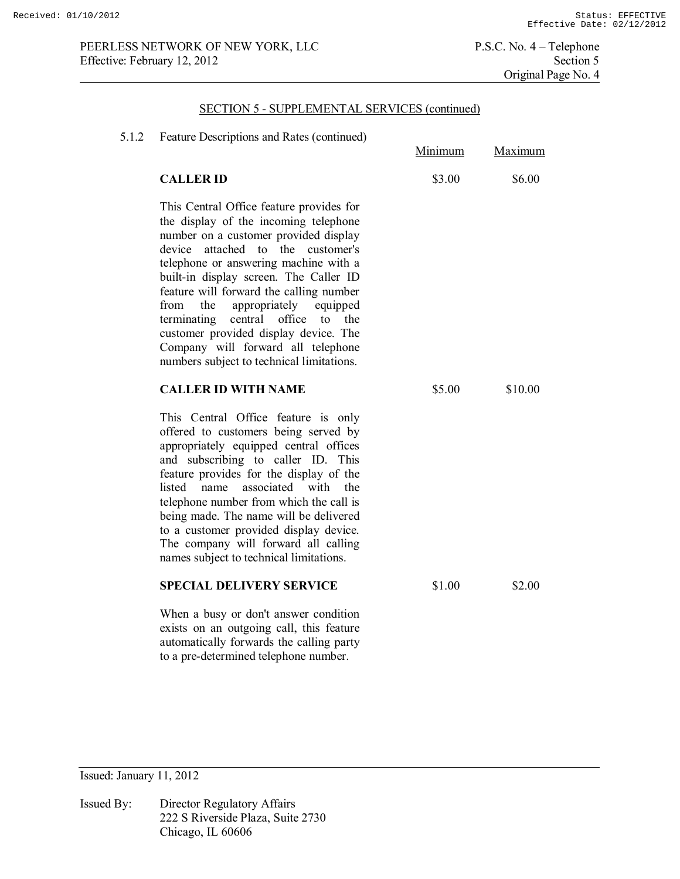## SECTION 5 - SUPPLEMENTAL SERVICES (continued)

5.1.2 Feature Descriptions and Rates (continued)

| | Minimum | Maximum |
|---|---|---|
| **CALLER ID** | \$3.00 | \$6.00 |

This Central Office feature provides for the display of the incoming telephone number on a customer provided display device attached to the customer's telephone or answering machine with a built-in display screen. The Caller ID feature will forward the calling number from the appropriately equipped terminating central office to the customer provided display device. The Company will forward all telephone numbers subject to technical limitations.

| | Minimum | Maximum |
|---|---|---|
| **CALLER ID WITH NAME** | \$5.00 | \$10.00 |

This Central Office feature is only offered to customers being served by appropriately equipped central offices and subscribing to caller ID. This feature provides for the display of the listed name associated with the telephone number from which the call is being made. The name will be delivered to a customer provided display device. The company will forward all calling names subject to technical limitations.

| | Minimum | Maximum |
|---|---|---|
| **SPECIAL DELIVERY SERVICE** | \$1.00 | \$2.00 |

When a busy or don't answer condition exists on an outgoing call, this feature automatically forwards the calling party to a pre-determined telephone number.

Issued: January 11, 2012

Issued By: Director Regulatory Affairs
222 S Riverside Plaza, Suite 2730
Chicago, IL 60606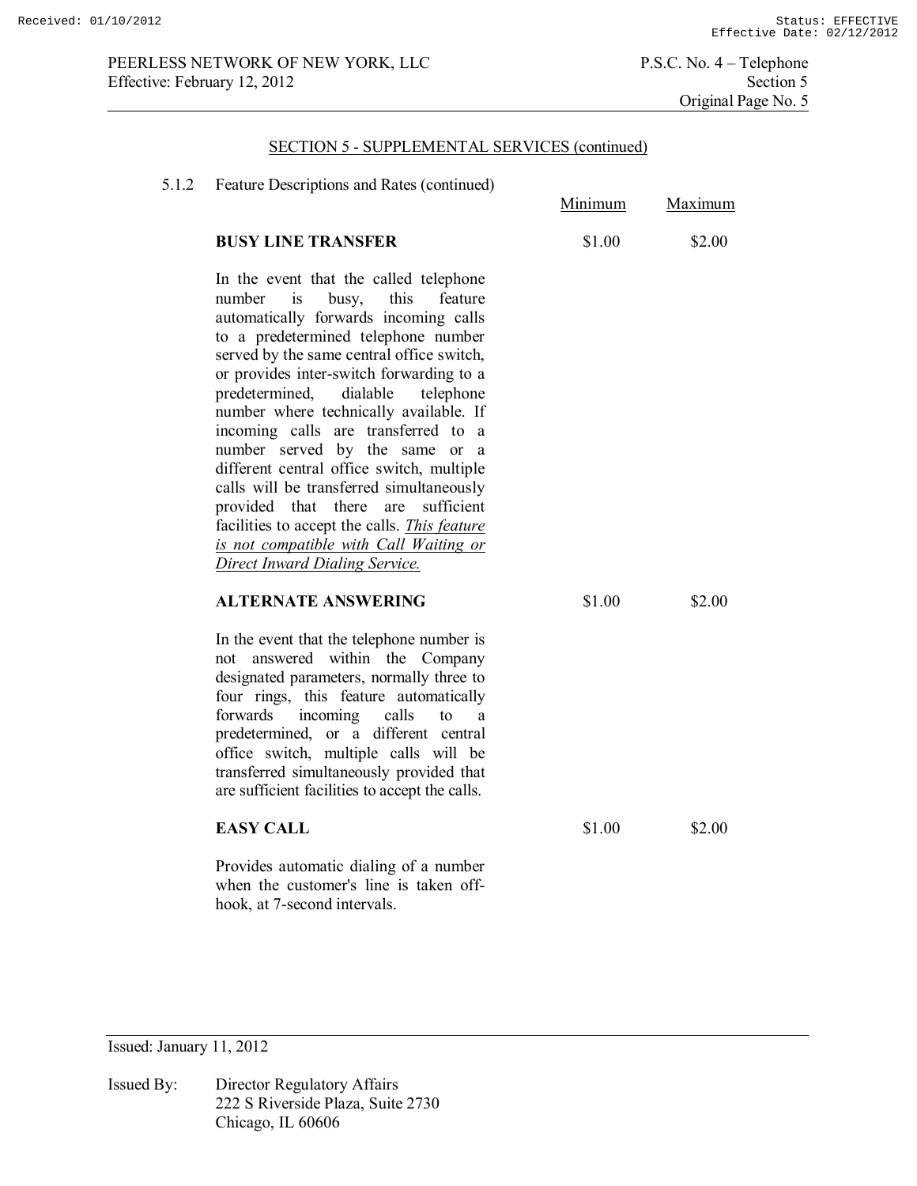## SECTION 5 - SUPPLEMENTAL SERVICES (continued)

5.1.2 Feature Descriptions and Rates (continued)

| | Minimum | Maximum |
|---|---|---|
| **BUSY LINE TRANSFER** | $1.00 | $2.00 |

In the event that the called telephone number is busy, this feature automatically forwards incoming calls to a predetermined telephone number served by the same central office switch, or provides inter-switch forwarding to a predetermined, dialable telephone number where technically available. If incoming calls are transferred to a number served by the same or a different central office switch, multiple calls will be transferred simultaneously provided that there are sufficient facilities to accept the calls. *This feature is not compatible with Call Waiting or Direct Inward Dialing Service.*

| | Minimum | Maximum |
|---|---|---|
| **ALTERNATE ANSWERING** | $1.00 | $2.00 |

In the event that the telephone number is not answered within the Company designated parameters, normally three to four rings, this feature automatically forwards incoming calls to a predetermined, or a different central office switch, multiple calls will be transferred simultaneously provided that are sufficient facilities to accept the calls.

| | Minimum | Maximum |
|---|---|---|
| **EASY CALL** | $1.00 | $2.00 |

Provides automatic dialing of a number when the customer's line is taken off-hook, at 7-second intervals.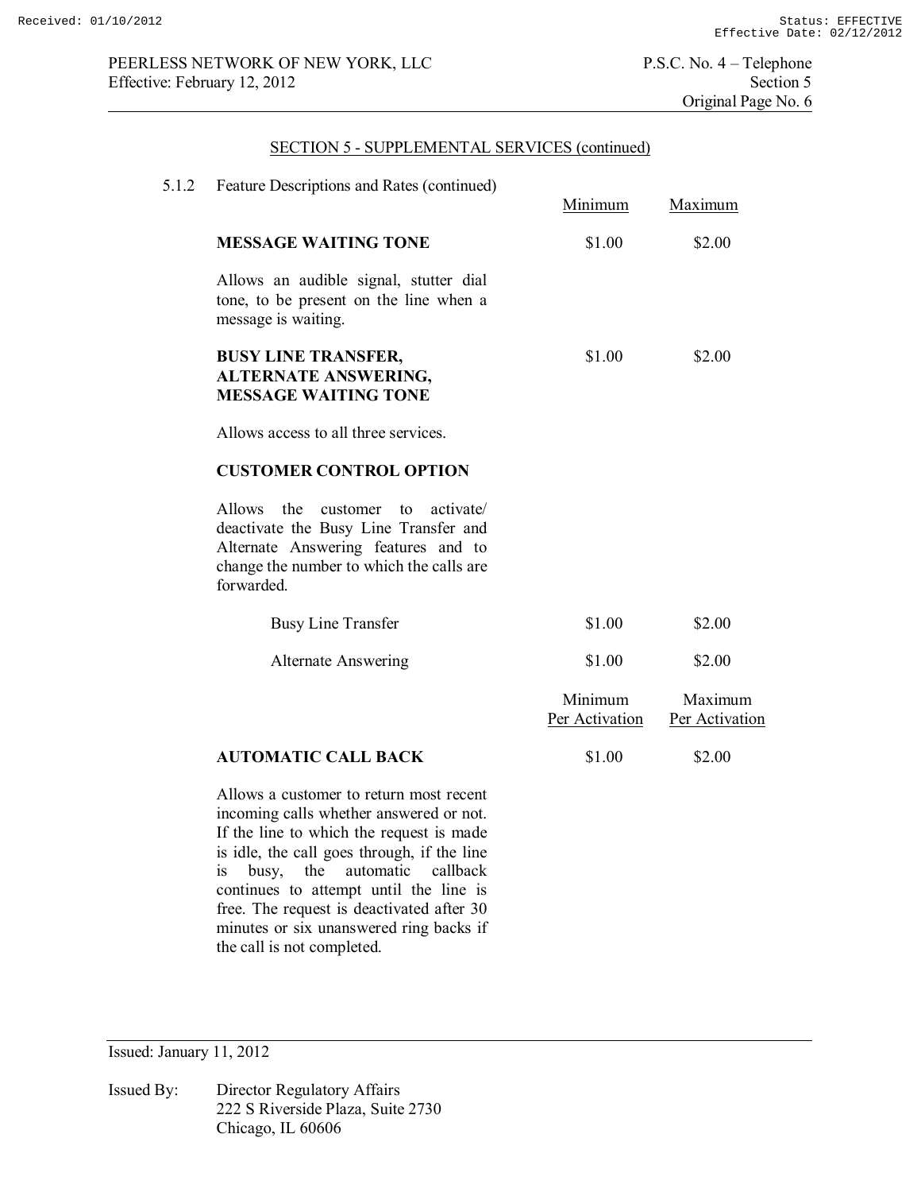## SECTION 5 - SUPPLEMENTAL SERVICES (continued)

5.1.2 Feature Descriptions and Rates (continued)

| | Minimum | Maximum |
|---|---|---|
| **MESSAGE WAITING TONE** | $1.00 | $2.00 |

Allows an audible signal, stutter dial tone, to be present on the line when a message is waiting.

| | Minimum | Maximum |
|---|---|---|
| **BUSY LINE TRANSFER, ALTERNATE ANSWERING, MESSAGE WAITING TONE** | $1.00 | $2.00 |

Allows access to all three services.

**CUSTOMER CONTROL OPTION**

Allows the customer to activate/ deactivate the Busy Line Transfer and Alternate Answering features and to change the number to which the calls are forwarded.

| | Minimum | Maximum |
|---|---|---|
| Busy Line Transfer | $1.00 | $2.00 |
| Alternate Answering | $1.00 | $2.00 |

| | Minimum Per Activation | Maximum Per Activation |
|---|---|---|
| **AUTOMATIC CALL BACK** | $1.00 | $2.00 |

Allows a customer to return most recent incoming calls whether answered or not. If the line to which the request is made is idle, the call goes through, if the line is busy, the automatic callback continues to attempt until the line is free. The request is deactivated after 30 minutes or six unanswered ring backs if the call is not completed.

Issued: January 11, 2012

Issued By: Director Regulatory Affairs
222 S Riverside Plaza, Suite 2730
Chicago, IL 60606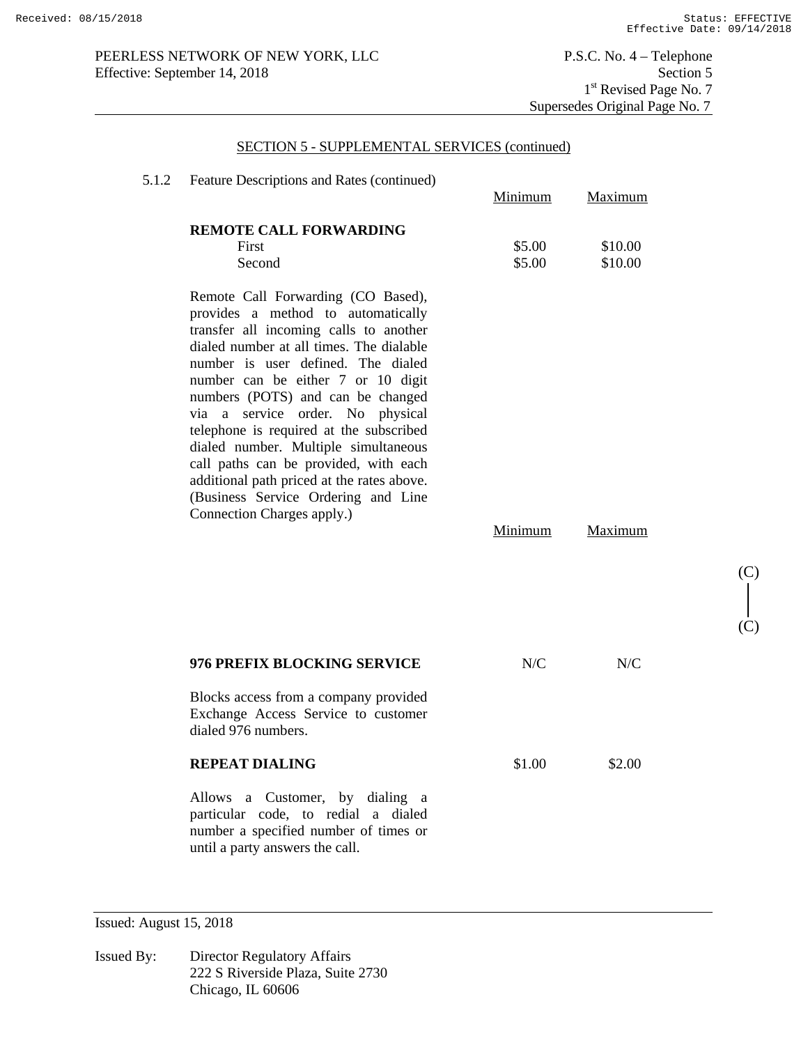## SECTION 5 - SUPPLEMENTAL SERVICES (continued)

5.1.2 Feature Descriptions and Rates (continued)

| | Minimum | Maximum |
|---|---|---|
| **REMOTE CALL FORWARDING** | | |
| First | $5.00 | $10.00 |
| Second | $5.00 | $10.00 |

Remote Call Forwarding (CO Based), provides a method to automatically transfer all incoming calls to another dialed number at all times. The dialable number is user defined. The dialed number can be either 7 or 10 digit numbers (POTS) and can be changed via a service order. No physical telephone is required at the subscribed dialed number. Multiple simultaneous call paths can be provided, with each additional path priced at the rates above. (Business Service Ordering and Line Connection Charges apply.)

| | Minimum | Maximum |
|---|---|---|
| (C) | | |
| (C) | | |
| **976 PREFIX BLOCKING SERVICE** | N/C | N/C |

Blocks access from a company provided Exchange Access Service to customer dialed 976 numbers.

| | Minimum | Maximum |
|---|---|---|
| **REPEAT DIALING** | $1.00 | $2.00 |

Allows a Customer, by dialing a particular code, to redial a dialed number a specified number of times or until a party answers the call.

Issued: August 15, 2018

Issued By: Director Regulatory Affairs
222 S Riverside Plaza, Suite 2730
Chicago, IL 60606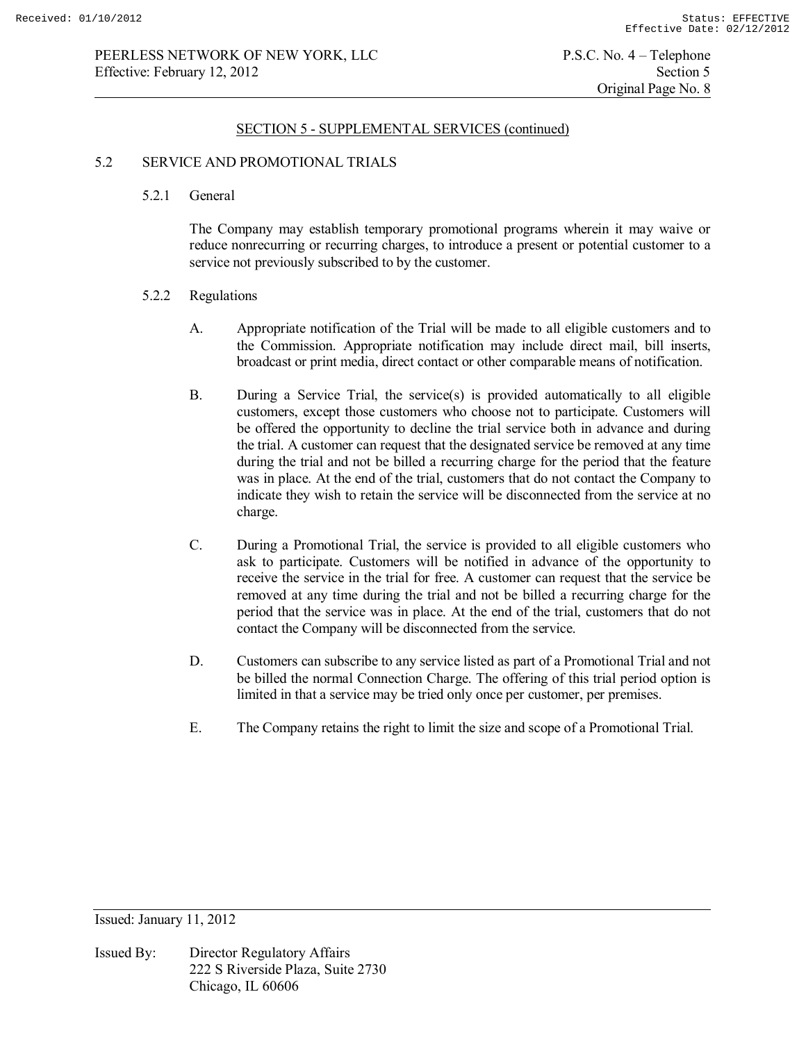## SECTION 5 - SUPPLEMENTAL SERVICES (continued)

### 5.2 SERVICE AND PROMOTIONAL TRIALS

#### 5.2.1 General

The Company may establish temporary promotional programs wherein it may waive or reduce nonrecurring or recurring charges, to introduce a present or potential customer to a service not previously subscribed to by the customer.

#### 5.2.2 Regulations

A. Appropriate notification of the Trial will be made to all eligible customers and to the Commission. Appropriate notification may include direct mail, bill inserts, broadcast or print media, direct contact or other comparable means of notification.

B. During a Service Trial, the service(s) is provided automatically to all eligible customers, except those customers who choose not to participate. Customers will be offered the opportunity to decline the trial service both in advance and during the trial. A customer can request that the designated service be removed at any time during the trial and not be billed a recurring charge for the period that the feature was in place. At the end of the trial, customers that do not contact the Company to indicate they wish to retain the service will be disconnected from the service at no charge.

C. During a Promotional Trial, the service is provided to all eligible customers who ask to participate. Customers will be notified in advance of the opportunity to receive the service in the trial for free. A customer can request that the service be removed at any time during the trial and not be billed a recurring charge for the period that the service was in place. At the end of the trial, customers that do not contact the Company will be disconnected from the service.

D. Customers can subscribe to any service listed as part of a Promotional Trial and not be billed the normal Connection Charge. The offering of this trial period option is limited in that a service may be tried only once per customer, per premises.

E. The Company retains the right to limit the size and scope of a Promotional Trial.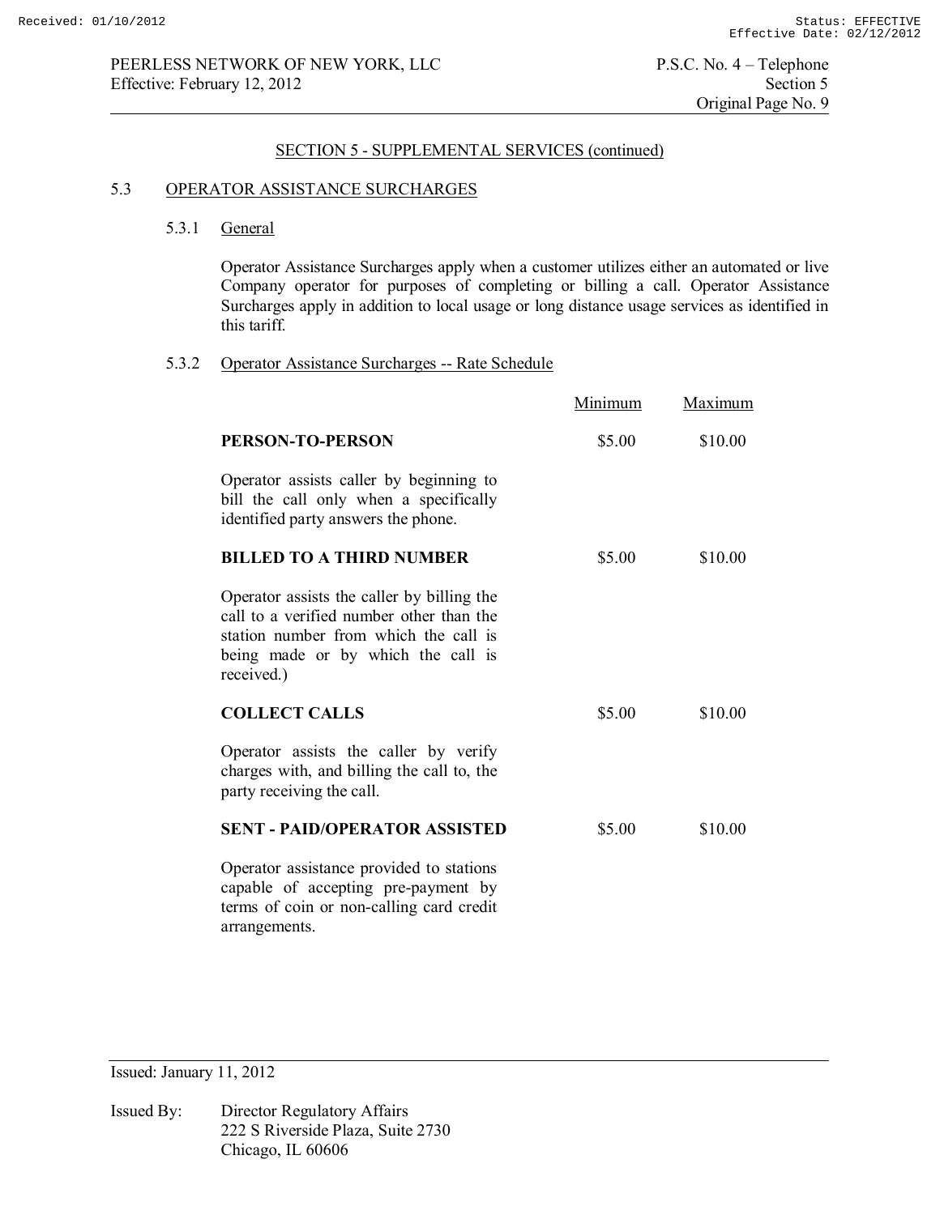SECTION 5 - SUPPLEMENTAL SERVICES (continued)

## 5.3 OPERATOR ASSISTANCE SURCHARGES

### 5.3.1 General

Operator Assistance Surcharges apply when a customer utilizes either an automated or live Company operator for purposes of completing or billing a call. Operator Assistance Surcharges apply in addition to local usage or long distance usage services as identified in this tariff.

### 5.3.2 Operator Assistance Surcharges -- Rate Schedule

| | Minimum | Maximum |
|---|---|---|
| **PERSON-TO-PERSON** | $5.00 | $10.00 |
| Operator assists caller by beginning to bill the call only when a specifically identified party answers the phone. | | |
| **BILLED TO A THIRD NUMBER** | $5.00 | $10.00 |
| Operator assists the caller by billing the call to a verified number other than the station number from which the call is being made or by which the call is received.) | | |
| **COLLECT CALLS** | $5.00 | $10.00 |
| Operator assists the caller by verify charges with, and billing the call to, the party receiving the call. | | |
| **SENT - PAID/OPERATOR ASSISTED** | $5.00 | $10.00 |
| Operator assistance provided to stations capable of accepting pre-payment by terms of coin or non-calling card credit arrangements. | | |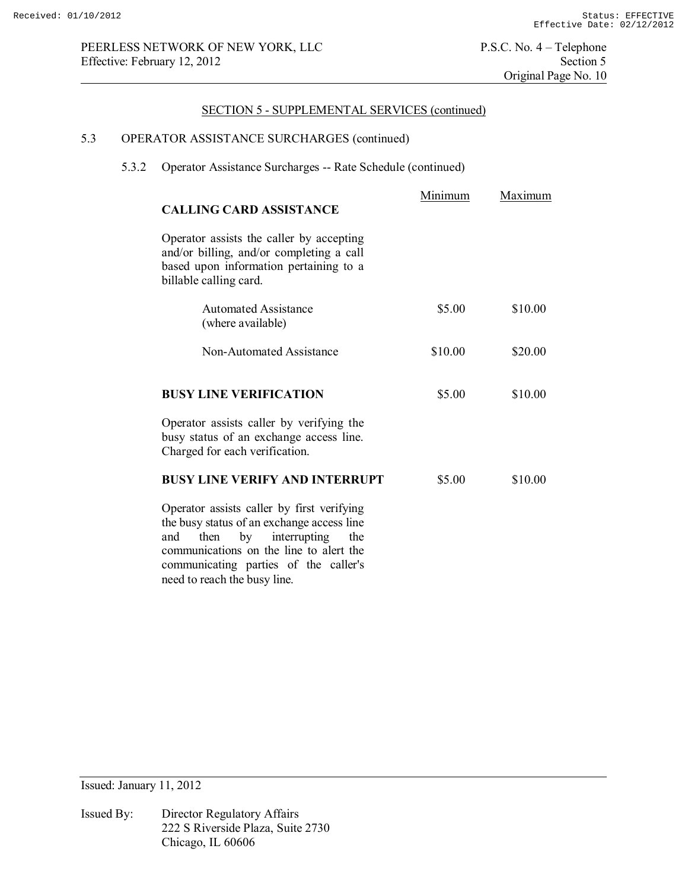## SECTION 5 - SUPPLEMENTAL SERVICES (continued)

### 5.3 OPERATOR ASSISTANCE SURCHARGES (continued)

#### 5.3.2 Operator Assistance Surcharges -- Rate Schedule (continued)

| | Minimum | Maximum |
|---|---|---|
| **CALLING CARD ASSISTANCE** | | |
| Operator assists the caller by accepting and/or billing, and/or completing a call based upon information pertaining to a billable calling card. | | |
| Automated Assistance (where available) | $5.00 | $10.00 |
| Non-Automated Assistance | $10.00 | $20.00 |
| **BUSY LINE VERIFICATION** | $5.00 | $10.00 |
| Operator assists caller by verifying the busy status of an exchange access line. Charged for each verification. | | |
| **BUSY LINE VERIFY AND INTERRUPT** | $5.00 | $10.00 |
| Operator assists caller by first verifying the busy status of an exchange access line and then by interrupting the communications on the line to alert the communicating parties of the caller's need to reach the busy line. | | |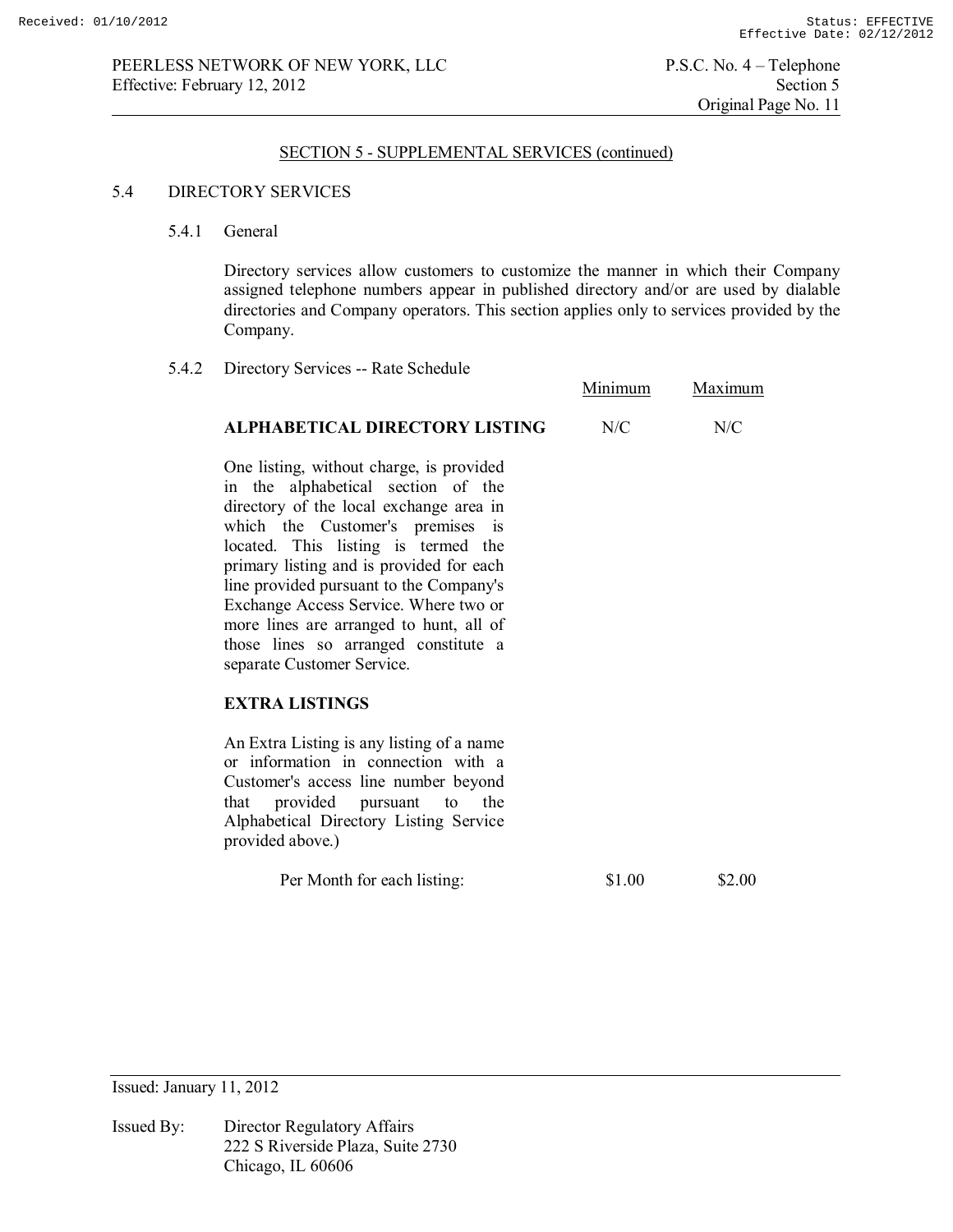## SECTION 5 - SUPPLEMENTAL SERVICES (continued)

### 5.4 DIRECTORY SERVICES

#### 5.4.1 General

Directory services allow customers to customize the manner in which their Company assigned telephone numbers appear in published directory and/or are used by dialable directories and Company operators. This section applies only to services provided by the Company.

#### 5.4.2 Directory Services -- Rate Schedule

| | Minimum | Maximum |
|---|---|---|
| **ALPHABETICAL DIRECTORY LISTING** | N/C | N/C |
| One listing, without charge, is provided in the alphabetical section of the directory of the local exchange area in which the Customer's premises is located. This listing is termed the primary listing and is provided for each line provided pursuant to the Company's Exchange Access Service. Where two or more lines are arranged to hunt, all of those lines so arranged constitute a separate Customer Service. | | |
| **EXTRA LISTINGS** | | |
| An Extra Listing is any listing of a name or information in connection with a Customer's access line number beyond that provided pursuant to the Alphabetical Directory Listing Service provided above.) | | |
| Per Month for each listing: | $1.00 | $2.00 |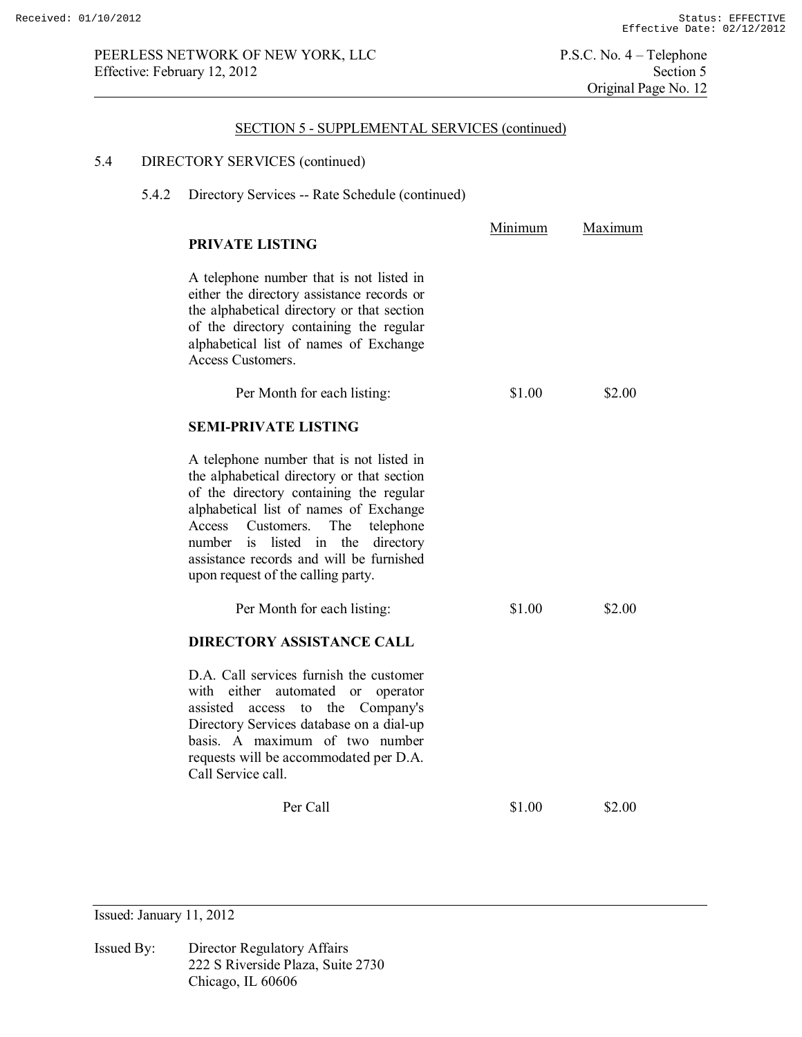## SECTION 5 - SUPPLEMENTAL SERVICES (continued)

### 5.4 DIRECTORY SERVICES (continued)

#### 5.4.2 Directory Services -- Rate Schedule (continued)

| | Minimum | Maximum |
|---|---|---|
| **PRIVATE LISTING** | | |
| A telephone number that is not listed in either the directory assistance records or the alphabetical directory or that section of the directory containing the regular alphabetical list of names of Exchange Access Customers. | | |
| Per Month for each listing: | $1.00 | $2.00 |
| **SEMI-PRIVATE LISTING** | | |
| A telephone number that is not listed in the alphabetical directory or that section of the directory containing the regular alphabetical list of names of Exchange Access Customers. The telephone number is listed in the directory assistance records and will be furnished upon request of the calling party. | | |
| Per Month for each listing: | $1.00 | $2.00 |
| **DIRECTORY ASSISTANCE CALL** | | |
| D.A. Call services furnish the customer with either automated or operator assisted access to the Company's Directory Services database on a dial-up basis. A maximum of two number requests will be accommodated per D.A. Call Service call. | | |
| Per Call | $1.00 | $2.00 |

Issued: January 11, 2012

Issued By: Director Regulatory Affairs
222 S Riverside Plaza, Suite 2730
Chicago, IL 60606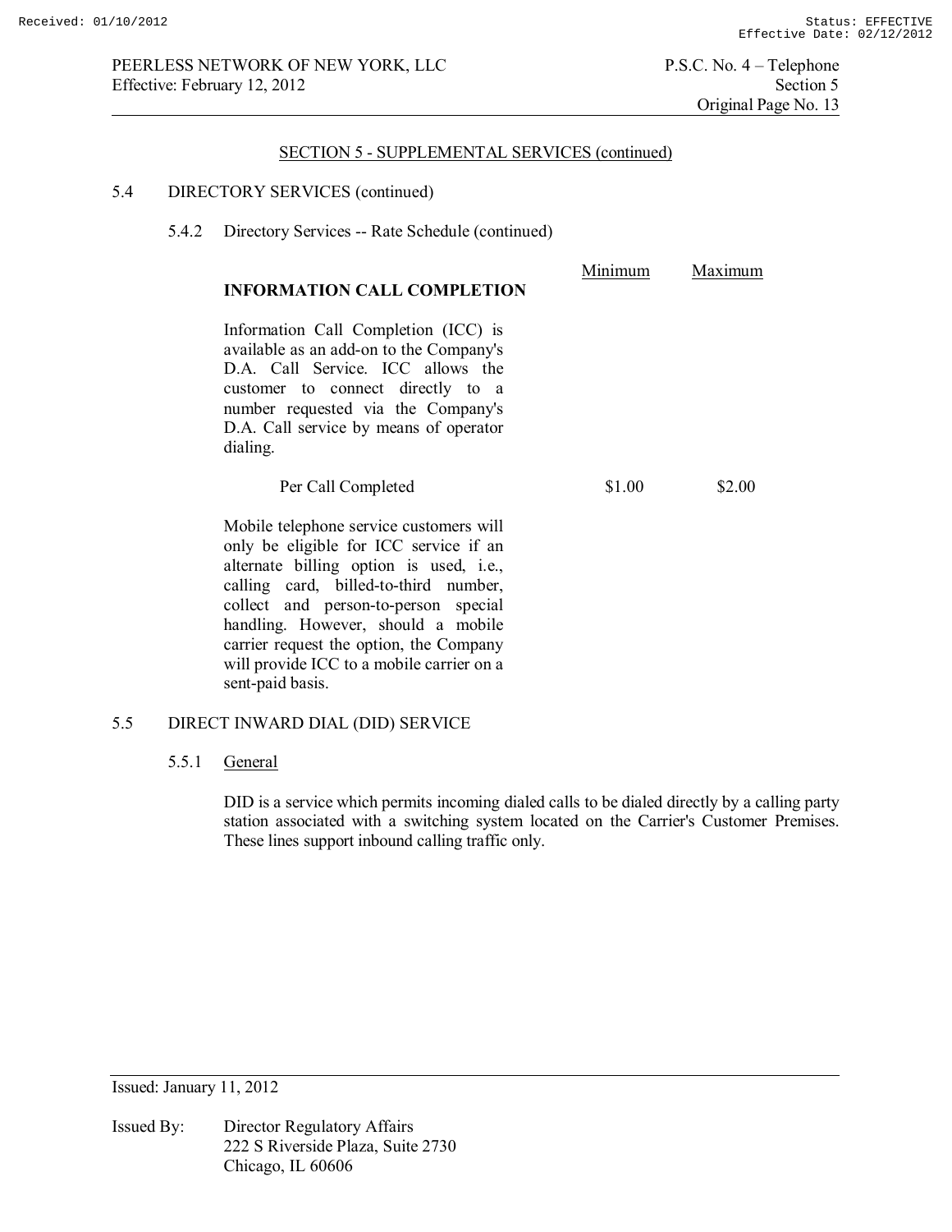SECTION 5 - SUPPLEMENTAL SERVICES (continued)

5.4 DIRECTORY SERVICES (continued)

5.4.2 Directory Services -- Rate Schedule (continued)

| **INFORMATION CALL COMPLETION** | Minimum | Maximum |
|---|---|---|
| Information Call Completion (ICC) is available as an add-on to the Company's D.A. Call Service. ICC allows the customer to connect directly to a number requested via the Company's D.A. Call service by means of operator dialing. | | |
| Per Call Completed | $1.00 | $2.00 |

Mobile telephone service customers will only be eligible for ICC service if an alternate billing option is used, i.e., calling card, billed-to-third number, collect and person-to-person special handling. However, should a mobile carrier request the option, the Company will provide ICC to a mobile carrier on a sent-paid basis.

5.5 DIRECT INWARD DIAL (DID) SERVICE

5.5.1 General

DID is a service which permits incoming dialed calls to be dialed directly by a calling party station associated with a switching system located on the Carrier's Customer Premises. These lines support inbound calling traffic only.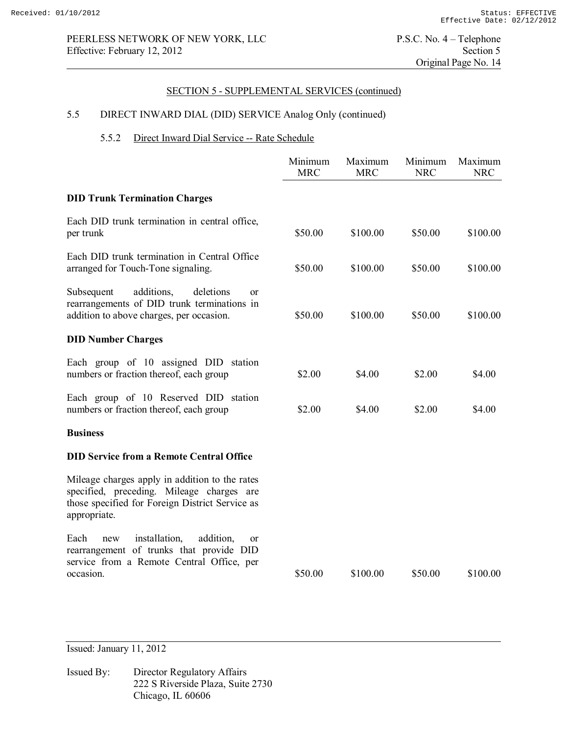## SECTION 5 - SUPPLEMENTAL SERVICES (continued)

### 5.5 DIRECT INWARD DIAL (DID) SERVICE Analog Only (continued)

#### 5.5.2 Direct Inward Dial Service -- Rate Schedule

| | Minimum MRC | Maximum MRC | Minimum NRC | Maximum NRC |
|---|---|---|---|---|
| **DID Trunk Termination Charges** | | | | |
| Each DID trunk termination in central office, per trunk | $50.00 | $100.00 | $50.00 | $100.00 |
| Each DID trunk termination in Central Office arranged for Touch-Tone signaling. | $50.00 | $100.00 | $50.00 | $100.00 |
| Subsequent additions, deletions or rearrangements of DID trunk terminations in addition to above charges, per occasion. | $50.00 | $100.00 | $50.00 | $100.00 |
| **DID Number Charges** | | | | |
| Each group of 10 assigned DID station numbers or fraction thereof, each group | $2.00 | $4.00 | $2.00 | $4.00 |
| Each group of 10 Reserved DID station numbers or fraction thereof, each group | $2.00 | $4.00 | $2.00 | $4.00 |
| **Business** | | | | |
| **DID Service from a Remote Central Office** | | | | |
| Mileage charges apply in addition to the rates specified, preceding. Mileage charges are those specified for Foreign District Service as appropriate. | | | | |
| Each new installation, addition, or rearrangement of trunks that provide DID service from a Remote Central Office, per occasion. | $50.00 | $100.00 | $50.00 | $100.00 |

Issued: January 11, 2012

Issued By: Director Regulatory Affairs
222 S Riverside Plaza, Suite 2730
Chicago, IL 60606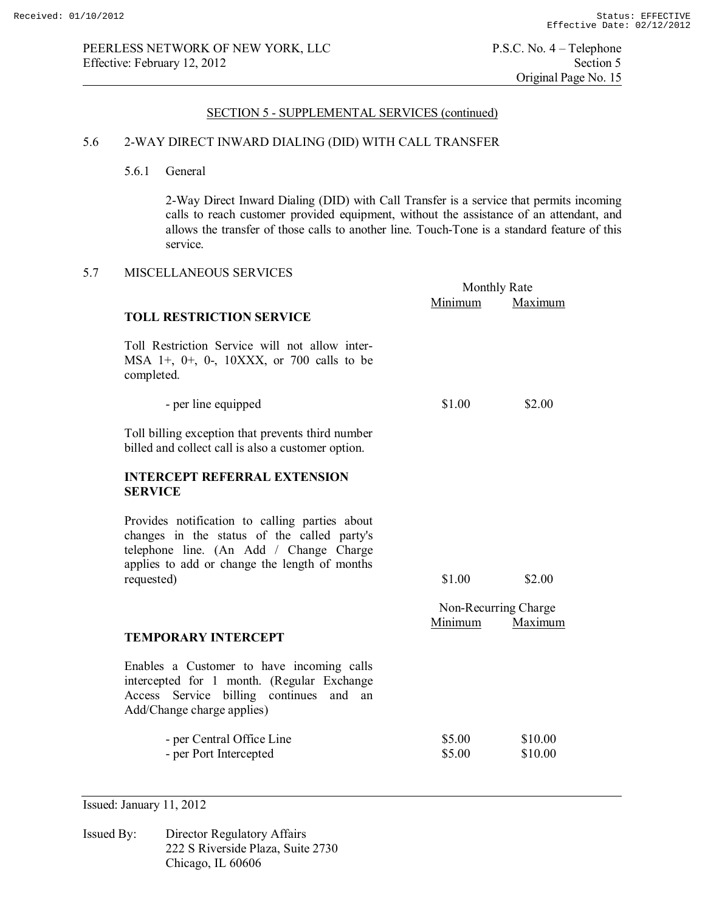## SECTION 5 - SUPPLEMENTAL SERVICES (continued)

### 5.6 2-WAY DIRECT INWARD DIALING (DID) WITH CALL TRANSFER

#### 5.6.1 General

2-Way Direct Inward Dialing (DID) with Call Transfer is a service that permits incoming calls to reach customer provided equipment, without the assistance of an attendant, and allows the transfer of those calls to another line. Touch-Tone is a standard feature of this service.

### 5.7 MISCELLANEOUS SERVICES

| | Monthly Rate | |
|---|---|---|
| | Minimum | Maximum |
| **TOLL RESTRICTION SERVICE** | | |
| Toll Restriction Service will not allow inter-MSA 1+, 0+, 0-, 10XXX, or 700 calls to be completed. | | |
| - per line equipped | $1.00 | $2.00 |
| Toll billing exception that prevents third number billed and collect call is also a customer option. | | |
| **INTERCEPT REFERRAL EXTENSION SERVICE** | | |
| Provides notification to calling parties about changes in the status of the called party's telephone line. (An Add / Change Charge applies to add or change the length of months requested) | $1.00 | $2.00 |

| | Non-Recurring Charge | |
|---|---|---|
| | Minimum | Maximum |
| **TEMPORARY INTERCEPT** | | |
| Enables a Customer to have incoming calls intercepted for 1 month. (Regular Exchange Access Service billing continues and an Add/Change charge applies) | | |
| - per Central Office Line | $5.00 | $10.00 |
| - per Port Intercepted | $5.00 | $10.00 |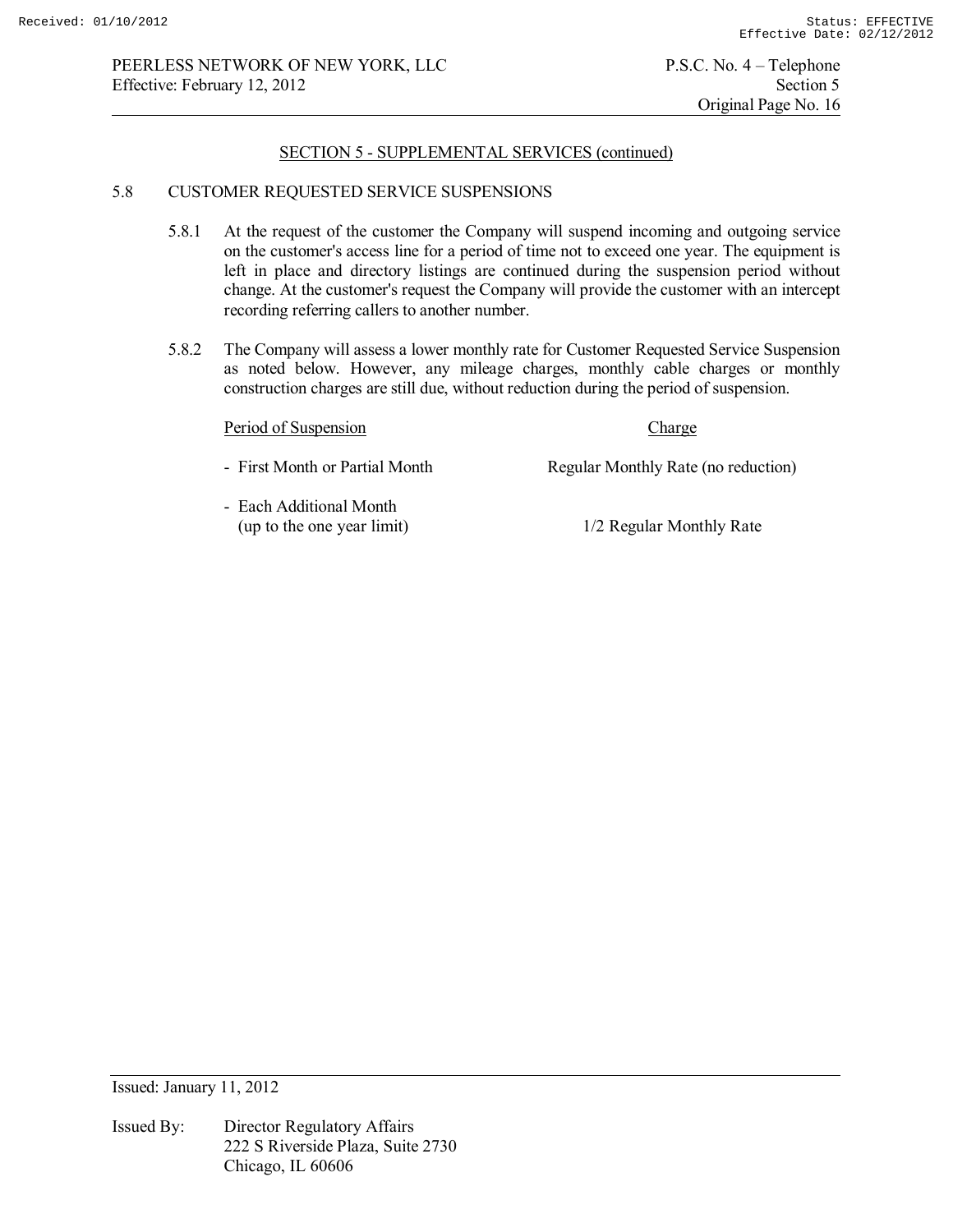## SECTION 5 - SUPPLEMENTAL SERVICES (continued)

### 5.8 CUSTOMER REQUESTED SERVICE SUSPENSIONS

5.8.1 At the request of the customer the Company will suspend incoming and outgoing service on the customer's access line for a period of time not to exceed one year. The equipment is left in place and directory listings are continued during the suspension period without change. At the customer's request the Company will provide the customer with an intercept recording referring callers to another number.

5.8.2 The Company will assess a lower monthly rate for Customer Requested Service Suspension as noted below. However, any mileage charges, monthly cable charges or monthly construction charges are still due, without reduction during the period of suspension.

| Period of Suspension | Charge |
|---|---|
| - First Month or Partial Month | Regular Monthly Rate (no reduction) |
| - Each Additional Month (up to the one year limit) | 1/2 Regular Monthly Rate |